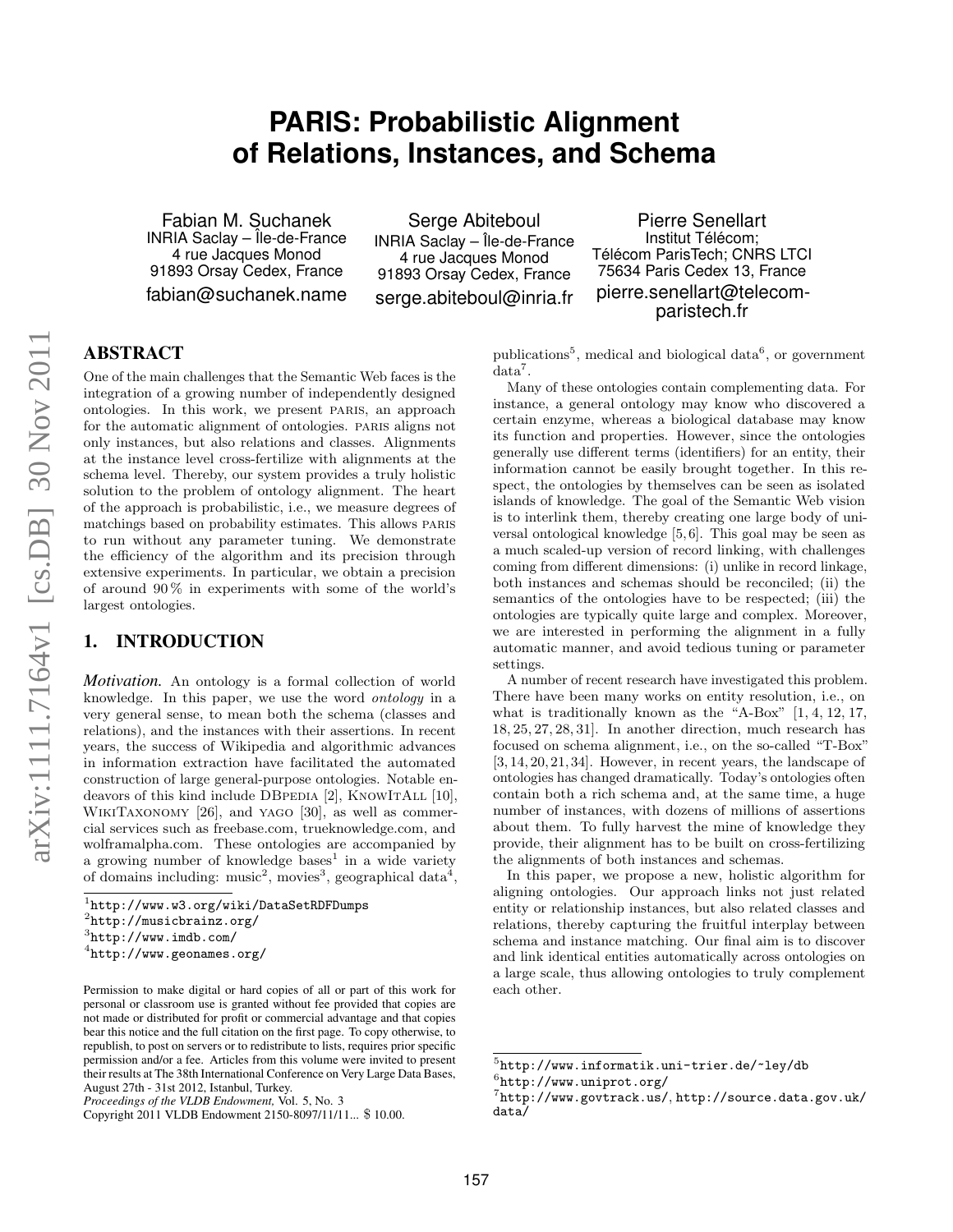# PARIS: Probabilistic Alignment of Relations, Instances, and Schema

Fabian M. Suchanek
INRIA Saclay – Île-de-France
4 rue Jacques Monod
91893 Orsay Cedex, France
fabian@suchanek.name

Serge Abiteboul
INRIA Saclay – Île-de-France
4 rue Jacques Monod
91893 Orsay Cedex, France
serge.abiteboul@inria.fr

Pierre Senellart
Institut Télécom;
Télécom ParisTech; CNRS LTCI
75634 Paris Cedex 13, France
pierre.senellart@telecom-paristech.fr

## ABSTRACT

One of the main challenges that the Semantic Web faces is the integration of a growing number of independently designed ontologies. In this work, we present PARIS, an approach for the automatic alignment of ontologies. PARIS aligns not only instances, but also relations and classes. Alignments at the instance level cross-fertilize with alignments at the schema level. Thereby, our system provides a truly holistic solution to the problem of ontology alignment. The heart of the approach is probabilistic, i.e., we measure degrees of matchings based on probability estimates. This allows PARIS to run without any parameter tuning. We demonstrate the efficiency of the algorithm and its precision through extensive experiments. In particular, we obtain a precision of around 90 % in experiments with some of the world's largest ontologies.

## 1. INTRODUCTION

*Motivation.* An ontology is a formal collection of world knowledge. In this paper, we use the word *ontology* in a very general sense, to mean both the schema (classes and relations), and the instances with their assertions. In recent years, the success of Wikipedia and algorithmic advances in information extraction have facilitated the automated construction of large general-purpose ontologies. Notable endeavors of this kind include DBPEDIA [2], KNOWITALL [10], WIKITAXONOMY [26], and YAGO [30], as well as commercial services such as freebase.com, trueknowledge.com, and wolframalpha.com. These ontologies are accompanied by a growing number of knowledge bases[1] in a wide variety of domains including: music[2], movies[3], geographical data[4], publications[5], medical and biological data[6], or government data[7].

Many of these ontologies contain complementing data. For instance, a general ontology may know who discovered a certain enzyme, whereas a biological database may know its function and properties. However, since the ontologies generally use different terms (identifiers) for an entity, their information cannot be easily brought together. In this respect, the ontologies by themselves can be seen as isolated islands of knowledge. The goal of the Semantic Web vision is to interlink them, thereby creating one large body of universal ontological knowledge [5, 6]. This goal may be seen as a much scaled-up version of record linking, with challenges coming from different dimensions: (i) unlike in record linkage, both instances and schemas should be reconciled; (ii) the semantics of the ontologies have to be respected; (iii) the ontologies are typically quite large and complex. Moreover, we are interested in performing the alignment in a fully automatic manner, and avoid tedious tuning or parameter settings.

A number of recent research have investigated this problem. There have been many works on entity resolution, i.e., on what is traditionally known as the "A-Box" [1, 4, 12, 17, 18, 25, 27, 28, 31]. In another direction, much research has focused on schema alignment, i.e., on the so-called "T-Box" [3, 14, 20, 21, 34]. However, in recent years, the landscape of ontologies has changed dramatically. Today's ontologies often contain both a rich schema and, at the same time, a huge number of instances, with dozens of millions of assertions about them. To fully harvest the mine of knowledge they provide, their alignment has to be built on cross-fertilizing the alignments of both instances and schemas.

In this paper, we propose a new, holistic algorithm for aligning ontologies. Our approach links not just related entity or relationship instances, but also related classes and relations, thereby capturing the fruitful interplay between schema and instance matching. Our final aim is to discover and link identical entities automatically across ontologies on a large scale, thus allowing ontologies to truly complement each other.

[1] http://www.w3.org/wiki/DataSetRDFDumps
[2] http://musicbrainz.org/
[3] http://www.imdb.com/
[4] http://www.geonames.org/
[5] http://www.informatik.uni-trier.de/~ley/db
[6] http://www.uniprot.org/
[7] http://www.govtrack.us/, http://source.data.gov.uk/data/

Permission to make digital or hard copies of all or part of this work for personal or classroom use is granted without fee provided that copies are not made or distributed for profit or commercial advantage and that copies bear this notice and the full citation on the first page. To copy otherwise, to republish, to post on servers or to redistribute to lists, requires prior specific permission and/or a fee. Articles from this volume were invited to present their results at The 38th International Conference on Very Large Data Bases, August 27th - 31st 2012, Istanbul, Turkey.
*Proceedings of the VLDB Endowment,* Vol. 5, No. 3
Copyright 2011 VLDB Endowment 2150-8097/11/11... $ 10.00.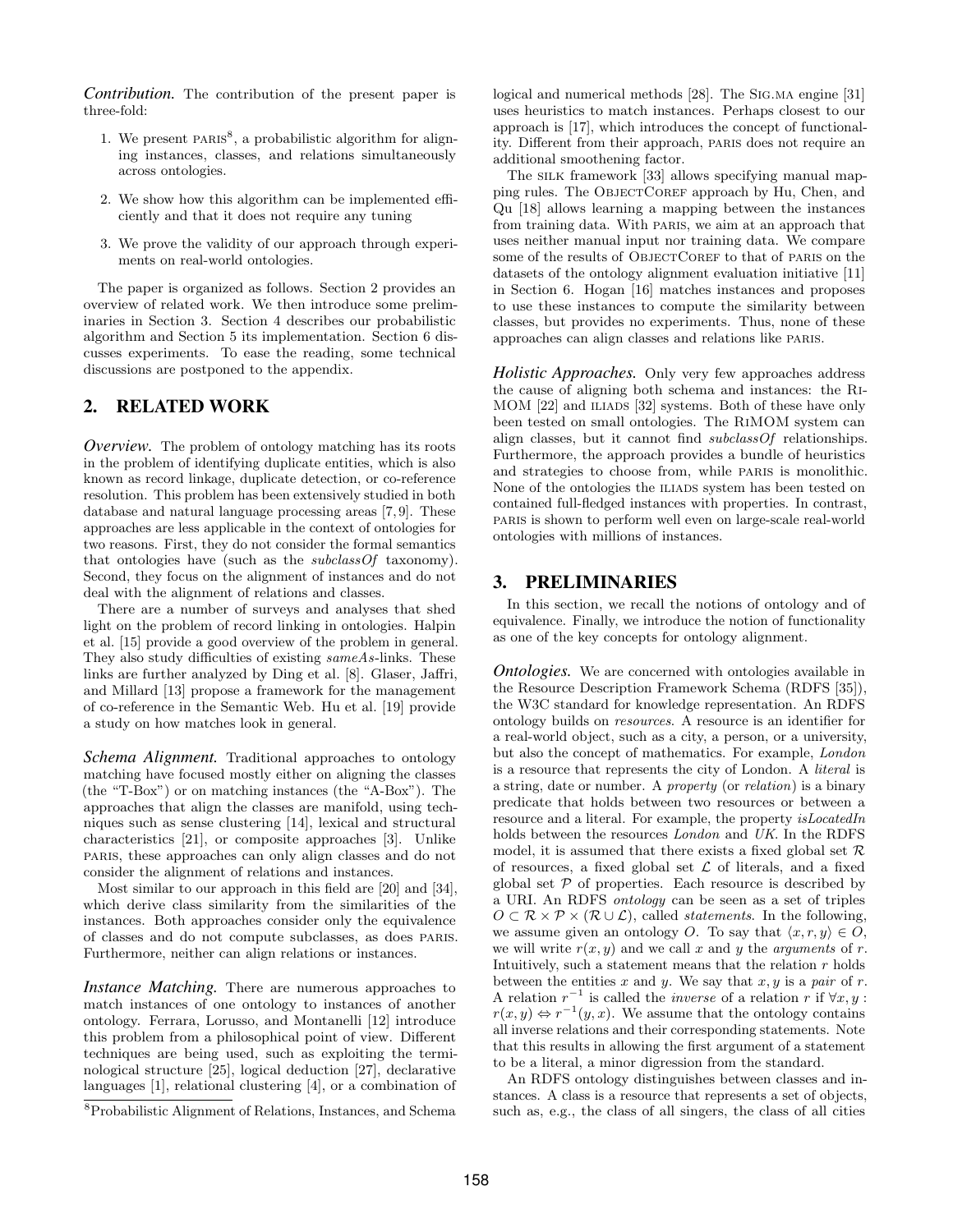***Contribution.*** The contribution of the present paper is three-fold:

1. We present PARIS[8], a probabilistic algorithm for aligning instances, classes, and relations simultaneously across ontologies.
2. We show how this algorithm can be implemented efficiently and that it does not require any tuning
3. We prove the validity of our approach through experiments on real-world ontologies.

The paper is organized as follows. Section 2 provides an overview of related work. We then introduce some preliminaries in Section 3. Section 4 describes our probabilistic algorithm and Section 5 its implementation. Section 6 discusses experiments. To ease the reading, some technical discussions are postponed to the appendix.

## 2. RELATED WORK

***Overview.*** The problem of ontology matching has its roots in the problem of identifying duplicate entities, which is also known as record linkage, duplicate detection, or co-reference resolution. This problem has been extensively studied in both database and natural language processing areas [7, 9]. These approaches are less applicable in the context of ontologies for two reasons. First, they do not consider the formal semantics that ontologies have (such as the *subclassOf* taxonomy). Second, they focus on the alignment of instances and do not deal with the alignment of relations and classes.

There are a number of surveys and analyses that shed light on the problem of record linking in ontologies. Halpin et al. [15] provide a good overview of the problem in general. They also study difficulties of existing *sameAs*-links. These links are further analyzed by Ding et al. [8]. Glaser, Jaffri, and Millard [13] propose a framework for the management of co-reference in the Semantic Web. Hu et al. [19] provide a study on how matches look in general.

***Schema Alignment.*** Traditional approaches to ontology matching have focused mostly either on aligning the classes (the "T-Box") or on matching instances (the "A-Box"). The approaches that align the classes are manifold, using techniques such as sense clustering [14], lexical and structural characteristics [21], or composite approaches [3]. Unlike PARIS, these approaches can only align classes and do not consider the alignment of relations and instances.

Most similar to our approach in this field are [20] and [34], which derive class similarity from the similarities of the instances. Both approaches consider only the equivalence of classes and do not compute subclasses, as does PARIS. Furthermore, neither can align relations or instances.

***Instance Matching.*** There are numerous approaches to match instances of one ontology to instances of another ontology. Ferrara, Lorusso, and Montanelli [12] introduce this problem from a philosophical point of view. Different techniques are being used, such as exploiting the terminological structure [25], logical deduction [27], declarative languages [1], relational clustering [4], or a combination of logical and numerical methods [28]. The SIG.MA engine [31] uses heuristics to match instances. Perhaps closest to our approach is [17], which introduces the concept of functionality. Different from their approach, PARIS does not require an additional smoothening factor.

The SILK framework [33] allows specifying manual mapping rules. The OBJECTCOREF approach by Hu, Chen, and Qu [18] allows learning a mapping between the instances from training data. With PARIS, we aim at an approach that uses neither manual input nor training data. We compare some of the results of OBJECTCOREF to that of PARIS on the datasets of the ontology alignment evaluation initiative [11] in Section 6. Hogan [16] matches instances and proposes to use these instances to compute the similarity between classes, but provides no experiments. Thus, none of these approaches can align classes and relations like PARIS.

***Holistic Approaches.*** Only very few approaches address the cause of aligning both schema and instances: the RIMOM [22] and ILIADS [32] systems. Both of these have only been tested on small ontologies. The RIMOM system can align classes, but it cannot find *subclassOf* relationships. Furthermore, the approach provides a bundle of heuristics and strategies to choose from, while PARIS is monolithic. None of the ontologies the ILIADS system has been tested on contained full-fledged instances with properties. In contrast, PARIS is shown to perform well even on large-scale real-world ontologies with millions of instances.

## 3. PRELIMINARIES

In this section, we recall the notions of ontology and of equivalence. Finally, we introduce the notion of functionality as one of the key concepts for ontology alignment.

***Ontologies.*** We are concerned with ontologies available in the Resource Description Framework Schema (RDFS [35]), the W3C standard for knowledge representation. An RDFS ontology builds on *resources*. A resource is an identifier for a real-world object, such as a city, a person, or a university, but also the concept of mathematics. For example, *London* is a resource that represents the city of London. A *literal* is a string, date or number. A *property* (or *relation*) is a binary predicate that holds between two resources or between a resource and a literal. For example, the property *isLocatedIn* holds between the resources *London* and *UK*. In the RDFS model, it is assumed that there exists a fixed global set $\mathcal{R}$ of resources, a fixed global set $\mathcal{L}$ of literals, and a fixed global set $\mathcal{P}$ of properties. Each resource is described by a URI. An RDFS *ontology* can be seen as a set of triples $O \subset \mathcal{R} \times \mathcal{P} \times (\mathcal{R} \cup \mathcal{L})$, called *statements*. In the following, we assume given an ontology $O$. To say that $\langle x, r, y \rangle \in O$, we will write $r(x, y)$ and we call $x$ and $y$ the *arguments* of $r$. Intuitively, such a statement means that the relation $r$ holds between the entities $x$ and $y$. We say that $x, y$ is a *pair* of $r$. A relation $r^{-1}$ is called the *inverse* of a relation $r$ if $\forall x, y : r(x, y) \Leftrightarrow r^{-1}(y, x)$. We assume that the ontology contains all inverse relations and their corresponding statements. Note that this results in allowing the first argument of a statement to be a literal, a minor digression from the standard.

An RDFS ontology distinguishes between classes and instances. A class is a resource that represents a set of objects, such as, e.g., the class of all singers, the class of all cities

[8] Probabilistic Alignment of Relations, Instances, and Schema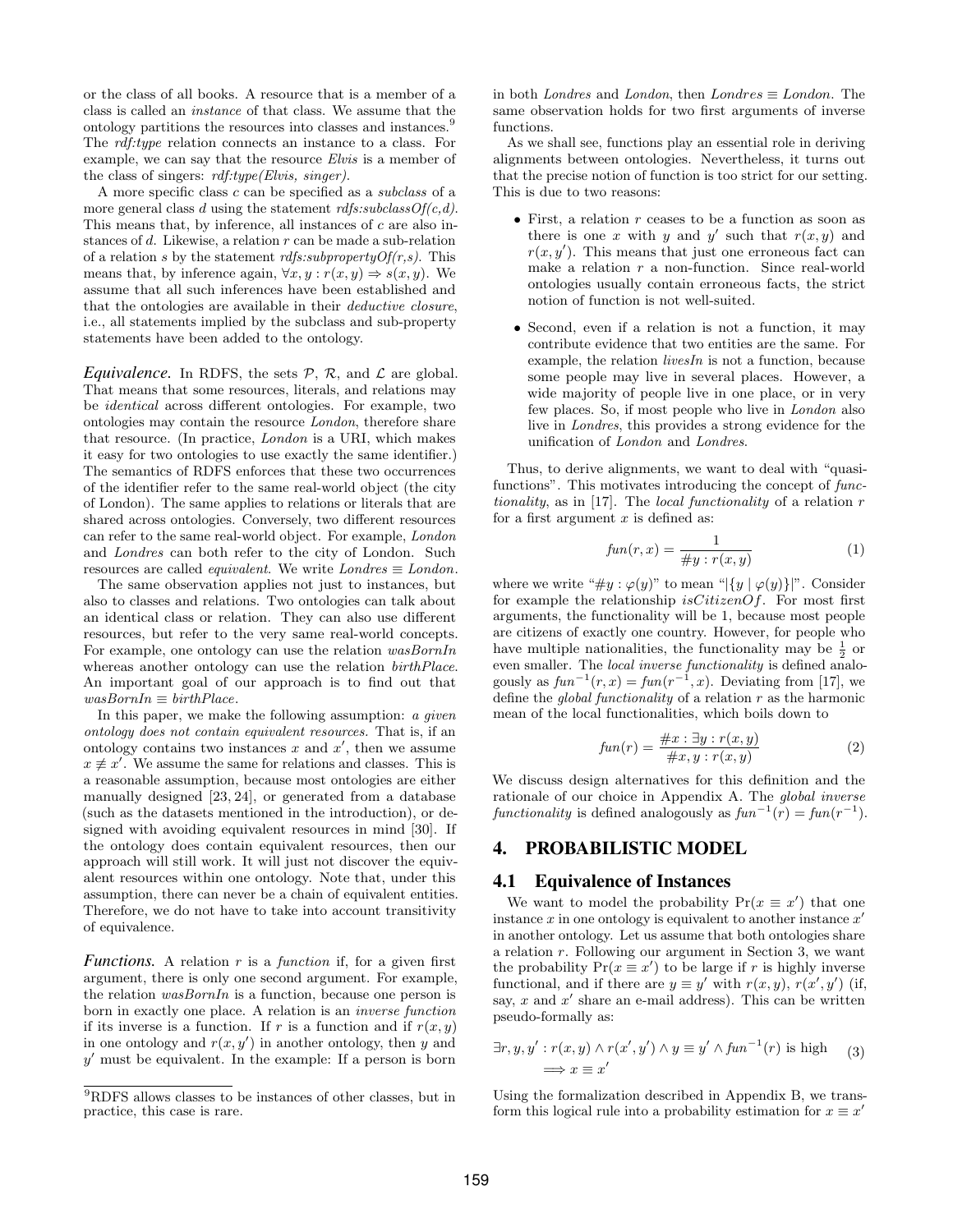or the class of all books. A resource that is a member of a class is called an *instance* of that class. We assume that the ontology partitions the resources into classes and instances.[9] The *rdf:type* relation connects an instance to a class. For example, we can say that the resource *Elvis* is a member of the class of singers: *rdf:type(Elvis, singer)*.

A more specific class $c$ can be specified as a *subclass* of a more general class $d$ using the statement *rdfs:subclassOf(c,d)*. This means that, by inference, all instances of $c$ are also instances of $d$. Likewise, a relation $r$ can be made a sub-relation of a relation $s$ by the statement *rdfs:subpropertyOf(r,s)*. This means that, by inference again, $\forall x, y : r(x, y) \Rightarrow s(x, y)$. We assume that all such inferences have been established and that the ontologies are available in their *deductive closure*, i.e., all statements implied by the subclass and sub-property statements have been added to the ontology.

***Equivalence.*** In RDFS, the sets $\mathcal{P}$, $\mathcal{R}$, and $\mathcal{L}$ are global. That means that some resources, literals, and relations may be *identical* across different ontologies. For example, two ontologies may contain the resource *London*, therefore share that resource. (In practice, *London* is a URI, which makes it easy for two ontologies to use exactly the same identifier.) The semantics of RDFS enforces that these two occurrences of the identifier refer to the same real-world object (the city of London). The same applies to relations or literals that are shared across ontologies. Conversely, two different resources can refer to the same real-world object. For example, *London* and *Londres* can both refer to the city of London. Such resources are called *equivalent*. We write $Londres \equiv London$.

The same observation applies not just to instances, but also to classes and relations. Two ontologies can talk about an identical class or relation. They can also use different resources, but refer to the very same real-world concepts. For example, one ontology can use the relation *wasBornIn* whereas another ontology can use the relation *birthPlace*. An important goal of our approach is to find out that $wasBornIn \equiv birthPlace$.

In this paper, we make the following assumption: *a given ontology does not contain equivalent resources.* That is, if an ontology contains two instances $x$ and $x'$, then we assume $x \not\equiv x'$. We assume the same for relations and classes. This is a reasonable assumption, because most ontologies are either manually designed [23, 24], or generated from a database (such as the datasets mentioned in the introduction), or designed with avoiding equivalent resources in mind [30]. If the ontology does contain equivalent resources, then our approach will still work. It will just not discover the equivalent resources within one ontology. Note that, under this assumption, there can never be a chain of equivalent entities. Therefore, we do not have to take into account transitivity of equivalence.

***Functions.*** A relation $r$ is a *function* if, for a given first argument, there is only one second argument. For example, the relation *wasBornIn* is a function, because one person is born in exactly one place. A relation is an *inverse function* if its inverse is a function. If $r$ is a function and if $r(x, y)$ in one ontology and $r(x, y')$ in another ontology, then $y$ and $y'$ must be equivalent. In the example: If a person is born in both *Londres* and *London*, then $Londres \equiv London$. The same observation holds for two first arguments of inverse functions.

As we shall see, functions play an essential role in deriving alignments between ontologies. Nevertheless, it turns out that the precise notion of function is too strict for our setting. This is due to two reasons:

- First, a relation $r$ ceases to be a function as soon as there is one $x$ with $y$ and $y'$ such that $r(x, y)$ and $r(x, y')$. This means that just one erroneous fact can make a relation $r$ a non-function. Since real-world ontologies usually contain erroneous facts, the strict notion of function is not well-suited.
- Second, even if a relation is not a function, it may contribute evidence that two entities are the same. For example, the relation *livesIn* is not a function, because some people may live in several places. However, a wide majority of people live in one place, or in very few places. So, if most people who live in *London* also live in *Londres*, this provides a strong evidence for the unification of *London* and *Londres*.

Thus, to derive alignments, we want to deal with "quasi-functions". This motivates introducing the concept of *functionality*, as in [17]. The *local functionality* of a relation $r$ for a first argument $x$ is defined as:

$$fun(r, x) = \frac{1}{\#y : r(x, y)} \tag{1}$$

where we write "$\#y : \varphi(y)$" to mean "$|\{y \mid \varphi(y)\}|$". Consider for example the relationship $isCitizenOf$. For most first arguments, the functionality will be 1, because most people are citizens of exactly one country. However, for people who have multiple nationalities, the functionality may be $\frac{1}{2}$ or even smaller. The *local inverse functionality* is defined analogously as $fun^{-1}(r, x) = fun(r^{-1}, x)$. Deviating from [17], we define the *global functionality* of a relation $r$ as the harmonic mean of the local functionalities, which boils down to

$$fun(r) = \frac{\#x : \exists y : r(x, y)}{\#x, y : r(x, y)} \tag{2}$$

We discuss design alternatives for this definition and the rationale of our choice in Appendix A. The *global inverse functionality* is defined analogously as $fun^{-1}(r) = fun(r^{-1})$.

## 4. PROBABILISTIC MODEL

### 4.1 Equivalence of Instances

We want to model the probability $\Pr(x \equiv x')$ that one instance $x$ in one ontology is equivalent to another instance $x'$ in another ontology. Let us assume that both ontologies share a relation $r$. Following our argument in Section 3, we want the probability $\Pr(x \equiv x')$ to be large if $r$ is highly inverse functional, and if there are $y \equiv y'$ with $r(x, y)$, $r(x', y')$ (if, say, $x$ and $x'$ share an e-mail address). This can be written pseudo-formally as:

$$\exists r, y, y' : r(x, y) \wedge r(x', y') \wedge y \equiv y' \wedge fun^{-1}(r) \text{ is high} \implies x \equiv x' \tag{3}$$

Using the formalization described in Appendix B, we transform this logical rule into a probability estimation for $x \equiv x'$

[9]RDFS allows classes to be instances of other classes, but in practice, this case is rare.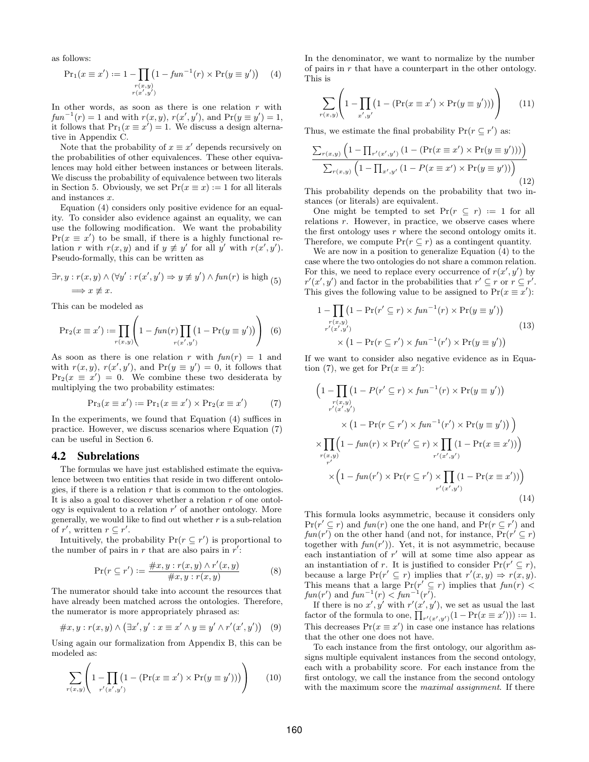as follows:

$$\Pr_1(x \equiv x') := 1 - \prod_{\substack{r(x,y)\\ r(x',y')}} \left(1 - fun^{-1}(r) \times \Pr(y \equiv y')\right) \quad (4)$$

In other words, as soon as there is one relation $r$ with $fun^{-1}(r) = 1$ and with $r(x, y)$, $r(x', y')$, and $\Pr(y \equiv y') = 1$, it follows that $\Pr_1(x \equiv x') = 1$. We discuss a design alternative in Appendix C.

Note that the probability of $x \equiv x'$ depends recursively on the probabilities of other equivalences. These other equivalences may hold either between instances or between literals. We discuss the probability of equivalence between two literals in Section 5. Obviously, we set $\Pr(x \equiv x) := 1$ for all literals and instances $x$.

Equation (4) considers only positive evidence for an equality. To consider also evidence against an equality, we can use the following modification. We want the probability $\Pr(x \equiv x')$ to be small, if there is a highly functional relation $r$ with $r(x, y)$ and if $y \not\equiv y'$ for all $y'$ with $r(x', y')$. Pseudo-formally, this can be written as

$$\exists r, y : r(x,y) \wedge (\forall y' : r(x',y') \Rightarrow y \not\equiv y') \wedge fun(r) \text{ is high} \implies x \not\equiv x'. \quad (5)$$

This can be modeled as

$$\Pr_2(x \equiv x') := \prod_{r(x,y)} \left(1 - fun(r) \prod_{r(x',y')} \left(1 - \Pr(y \equiv y')\right)\right) \quad (6)$$

As soon as there is one relation $r$ with $fun(r) = 1$ and with $r(x, y)$, $r(x', y')$, and $\Pr(y \equiv y') = 0$, it follows that $\Pr_2(x \equiv x') = 0$. We combine these two desiderata by multiplying the two probability estimates:

$$\Pr_3(x \equiv x') := \Pr_1(x \equiv x') \times \Pr_2(x \equiv x') \quad (7)$$

In the experiments, we found that Equation (4) suffices in practice. However, we discuss scenarios where Equation (7) can be useful in Section 6.

## 4.2 Subrelations

The formulas we have just established estimate the equivalence between two entities that reside in two different ontologies, if there is a relation $r$ that is common to the ontologies. It is also a goal to discover whether a relation $r$ of one ontology is equivalent to a relation $r'$ of another ontology. More generally, we would like to find out whether $r$ is a sub-relation of $r'$, written $r \subseteq r'$.

Intuitively, the probability $\Pr(r \subseteq r')$ is proportional to the number of pairs in $r$ that are also pairs in $r'$:

$$\Pr(r \subseteq r') := \frac{\#x, y : r(x,y) \wedge r'(x,y)}{\#x, y : r(x,y)} \quad (8)$$

The numerator should take into account the resources that have already been matched across the ontologies. Therefore, the numerator is more appropriately phrased as:

$$\#x, y : r(x,y) \wedge \left(\exists x', y' : x \equiv x' \wedge y \equiv y' \wedge r'(x',y')\right) \quad (9)$$

Using again our formalization from Appendix B, this can be modeled as:

$$\sum_{r(x,y)} \left(1 - \prod_{r'(x',y')} \left(1 - \left(\Pr(x \equiv x') \times \Pr(y \equiv y')\right)\right)\right) \quad (10)$$

In the denominator, we want to normalize by the number of pairs in $r$ that have a counterpart in the other ontology. This is

$$\sum_{r(x,y)} \left(1 - \prod_{x',y'} \left(1 - \left(\Pr(x \equiv x') \times \Pr(y \equiv y')\right)\right)\right) \quad (11)$$

Thus, we estimate the final probability $\Pr(r \subseteq r')$ as:

$$\frac{\sum_{r(x,y)} \left(1 - \prod_{r'(x',y')} \left(1 - \left(\Pr(x \equiv x') \times \Pr(y \equiv y')\right)\right)\right)}{\sum_{r(x,y)} \left(1 - \prod_{x',y'} \left(1 - P(x \equiv x') \times \Pr(y \equiv y')\right)\right)} \quad (12)$$

This probability depends on the probability that two instances (or literals) are equivalent.

One might be tempted to set $\Pr(r \subseteq r) := 1$ for all relations $r$. However, in practice, we observe cases where the first ontology uses $r$ where the second ontology omits it. Therefore, we compute $\Pr(r \subseteq r)$ as a contingent quantity.

We are now in a position to generalize Equation (4) to the case where the two ontologies do not share a common relation. For this, we need to replace every occurrence of $r(x', y')$ by $r'(x', y')$ and factor in the probabilities that $r' \subseteq r$ or $r \subseteq r'$. This gives the following value to be assigned to $\Pr(x \equiv x')$:

$$\begin{aligned} 1 - \prod_{\substack{r(x,y)\\ r'(x',y')}} &\left(1 - \Pr(r' \subseteq r) \times fun^{-1}(r) \times \Pr(y \equiv y')\right) \\ &\times \left(1 - \Pr(r \subseteq r') \times fun^{-1}(r') \times \Pr(y \equiv y')\right) \end{aligned} \quad (13)$$

If we want to consider also negative evidence as in Equation (7), we get for $\Pr(x \equiv x')$:

$$\begin{aligned} &\Big(1 - \prod_{\substack{r(x,y)\\ r'(x',y')}} \left(1 - P(r' \subseteq r) \times fun^{-1}(r) \times \Pr(y \equiv y')\right) \\ &\qquad \times \left(1 - \Pr(r \subseteq r') \times fun^{-1}(r') \times \Pr(y \equiv y')\right) \Big) \\ &\times \prod_{\substack{r(x,y)\\ r'}} \Big(1 - fun(r) \times \Pr(r' \subseteq r) \times \prod_{r'(x',y')} (1 - \Pr(x \equiv x'))\Big) \\ &\qquad \times \Big(1 - fun(r') \times \Pr(r \subseteq r') \times \prod_{r'(x',y')} (1 - \Pr(x \equiv x'))\Big) \end{aligned} \quad (14)$$

This formula looks asymmetric, because it considers only $\Pr(r' \subseteq r)$ and $fun(r)$ one the one hand, and $\Pr(r \subseteq r')$ and $fun(r')$ on the other hand (and not, for instance, $\Pr(r' \subseteq r)$ together with $fun(r')$). Yet, it is not asymmetric, because each instantiation of $r'$ will at some time also appear as an instantiation of $r$. It is justified to consider $\Pr(r' \subseteq r)$, because a large $\Pr(r' \subseteq r)$ implies that $r'(x, y) \Rightarrow r(x, y)$. This means that a large $\Pr(r' \subseteq r)$ implies that $fun(r) < fun(r')$ and $fun^{-1}(r) < fun^{-1}(r')$.

If there is no $x', y'$ with $r'(x', y')$, we set as usual the last factor of the formula to one, $\prod_{r'(x',y')}(1 - \Pr(x \equiv x')) := 1$. This decreases $\Pr(x \equiv x')$ in case one instance has relations that the other one does not have.

To each instance from the first ontology, our algorithm assigns multiple equivalent instances from the second ontology, each with a probability score. For each instance from the first ontology, we call the instance from the second ontology with the maximum score the *maximal assignment*. If there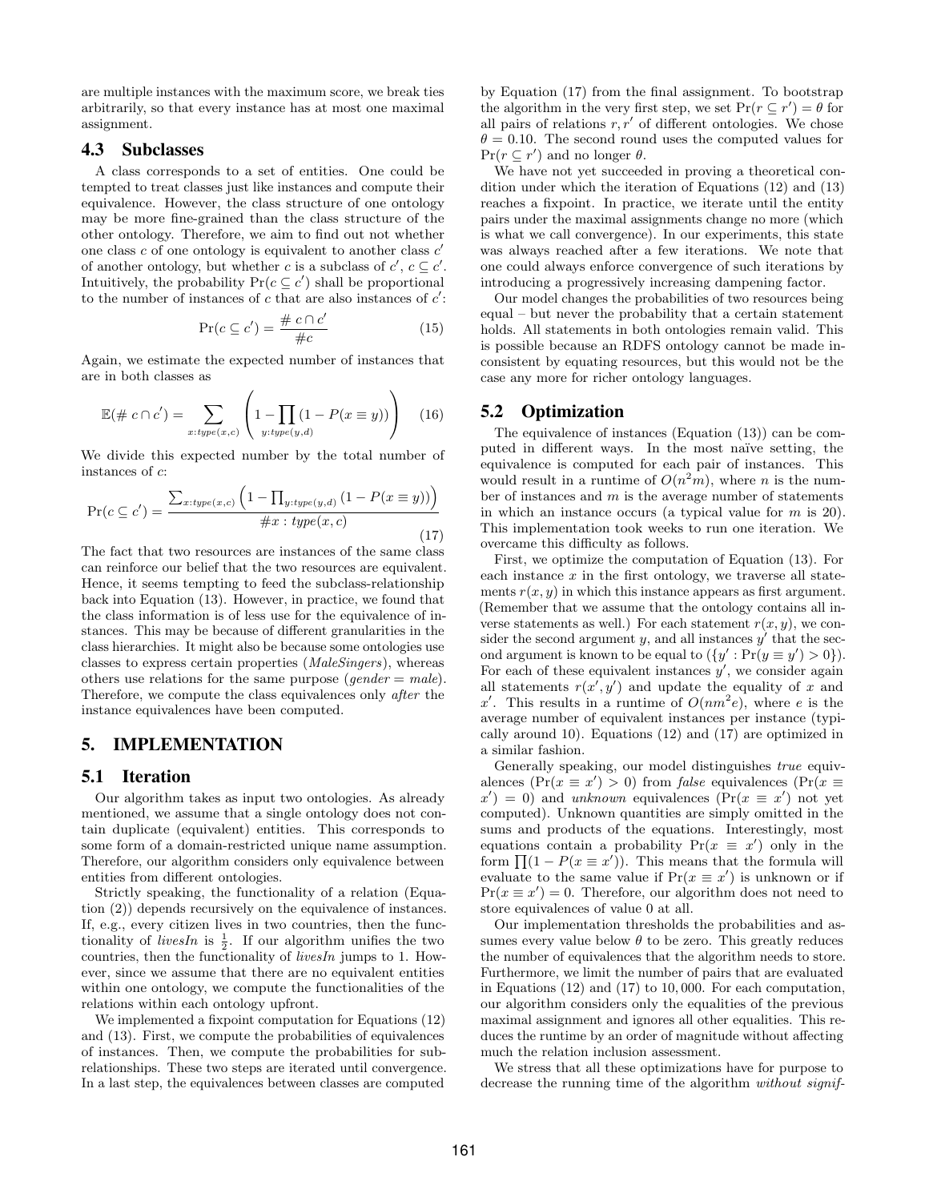are multiple instances with the maximum score, we break ties arbitrarily, so that every instance has at most one maximal assignment.

### 4.3 Subclasses

A class corresponds to a set of entities. One could be tempted to treat classes just like instances and compute their equivalence. However, the class structure of one ontology may be more fine-grained than the class structure of the other ontology. Therefore, we aim to find out not whether one class $c$ of one ontology is equivalent to another class $c'$ of another ontology, but whether $c$ is a subclass of $c'$, $c \subseteq c'$. Intuitively, the probability $\Pr(c \subseteq c')$ shall be proportional to the number of instances of $c$ that are also instances of $c'$:

$$\Pr(c \subseteq c') = \frac{\# \; c \cap c'}{\# c} \tag{15}$$

Again, we estimate the expected number of instances that are in both classes as

$$\mathbb{E}(\# \; c \cap c') = \sum_{x:type(x,c)} \left( 1 - \prod_{y:type(y,d)} (1 - P(x \equiv y)) \right) \tag{16}$$

We divide this expected number by the total number of instances of $c$:

$$\Pr(c \subseteq c') = \frac{\sum_{x:type(x,c)} \left( 1 - \prod_{y:type(y,d)} (1 - P(x \equiv y)) \right)}{\# x : type(x,c)} \tag{17}$$

The fact that two resources are instances of the same class can reinforce our belief that the two resources are equivalent. Hence, it seems tempting to feed the subclass-relationship back into Equation (13). However, in practice, we found that the class information is of less use for the equivalence of instances. This may be because of different granularities in the class hierarchies. It might also be because some ontologies use classes to express certain properties (*MaleSingers*), whereas others use relations for the same purpose (*gender* = *male*). Therefore, we compute the class equivalences only *after* the instance equivalences have been computed.

## 5. IMPLEMENTATION

### 5.1 Iteration

Our algorithm takes as input two ontologies. As already mentioned, we assume that a single ontology does not contain duplicate (equivalent) entities. This corresponds to some form of a domain-restricted unique name assumption. Therefore, our algorithm considers only equivalence between entities from different ontologies.

Strictly speaking, the functionality of a relation (Equation (2)) depends recursively on the equivalence of instances. If, e.g., every citizen lives in two countries, then the functionality of *livesIn* is $\frac{1}{2}$. If our algorithm unifies the two countries, then the functionality of *livesIn* jumps to 1. However, since we assume that there are no equivalent entities within one ontology, we compute the functionalities of the relations within each ontology upfront.

We implemented a fixpoint computation for Equations (12) and (13). First, we compute the probabilities of equivalences of instances. Then, we compute the probabilities for subrelationships. These two steps are iterated until convergence. In a last step, the equivalences between classes are computed by Equation (17) from the final assignment. To bootstrap the algorithm in the very first step, we set $\Pr(r \subseteq r') = \theta$ for all pairs of relations $r, r'$ of different ontologies. We chose $\theta = 0.10$. The second round uses the computed values for $\Pr(r \subseteq r')$ and no longer $\theta$.

We have not yet succeeded in proving a theoretical condition under which the iteration of Equations (12) and (13) reaches a fixpoint. In practice, we iterate until the entity pairs under the maximal assignments change no more (which is what we call convergence). In our experiments, this state was always reached after a few iterations. We note that one could always enforce convergence of such iterations by introducing a progressively increasing dampening factor.

Our model changes the probabilities of two resources being equal – but never the probability that a certain statement holds. All statements in both ontologies remain valid. This is possible because an RDFS ontology cannot be made inconsistent by equating resources, but this would not be the case any more for richer ontology languages.

### 5.2 Optimization

The equivalence of instances (Equation (13)) can be computed in different ways. In the most naïve setting, the equivalence is computed for each pair of instances. This would result in a runtime of $O(n^2 m)$, where $n$ is the number of instances and $m$ is the average number of statements in which an instance occurs (a typical value for $m$ is 20). This implementation took weeks to run one iteration. We overcame this difficulty as follows.

First, we optimize the computation of Equation (13). For each instance $x$ in the first ontology, we traverse all statements $r(x, y)$ in which this instance appears as first argument. (Remember that we assume that the ontology contains all inverse statements as well.) For each statement $r(x, y)$, we consider the second argument $y$, and all instances $y'$ that the second argument is known to be equal to ($\{y' : \Pr(y \equiv y') > 0\}$). For each of these equivalent instances $y'$, we consider again all statements $r(x', y')$ and update the equality of $x$ and $x'$. This results in a runtime of $O(nm^2 e)$, where $e$ is the average number of equivalent instances per instance (typically around 10). Equations (12) and (17) are optimized in a similar fashion.

Generally speaking, our model distinguishes *true* equivalences ($\Pr(x \equiv x') > 0$) from *false* equivalences ($\Pr(x \equiv x') = 0$) and *unknown* equivalences ($\Pr(x \equiv x')$ not yet computed). Unknown quantities are simply omitted in the sums and products of the equations. Interestingly, most equations contain a probability $\Pr(x \equiv x')$ only in the form $\prod (1 - P(x \equiv x'))$. This means that the formula will evaluate to the same value if $\Pr(x \equiv x')$ is unknown or if $\Pr(x \equiv x') = 0$. Therefore, our algorithm does not need to store equivalences of value 0 at all.

Our implementation thresholds the probabilities and assumes every value below $\theta$ to be zero. This greatly reduces the number of equivalences that the algorithm needs to store. Furthermore, we limit the number of pairs that are evaluated in Equations (12) and (17) to 10,000. For each computation, our algorithm considers only the equalities of the previous maximal assignment and ignores all other equalities. This reduces the runtime by an order of magnitude without affecting much the relation inclusion assessment.

We stress that all these optimizations have for purpose to decrease the running time of the algorithm *without signif-*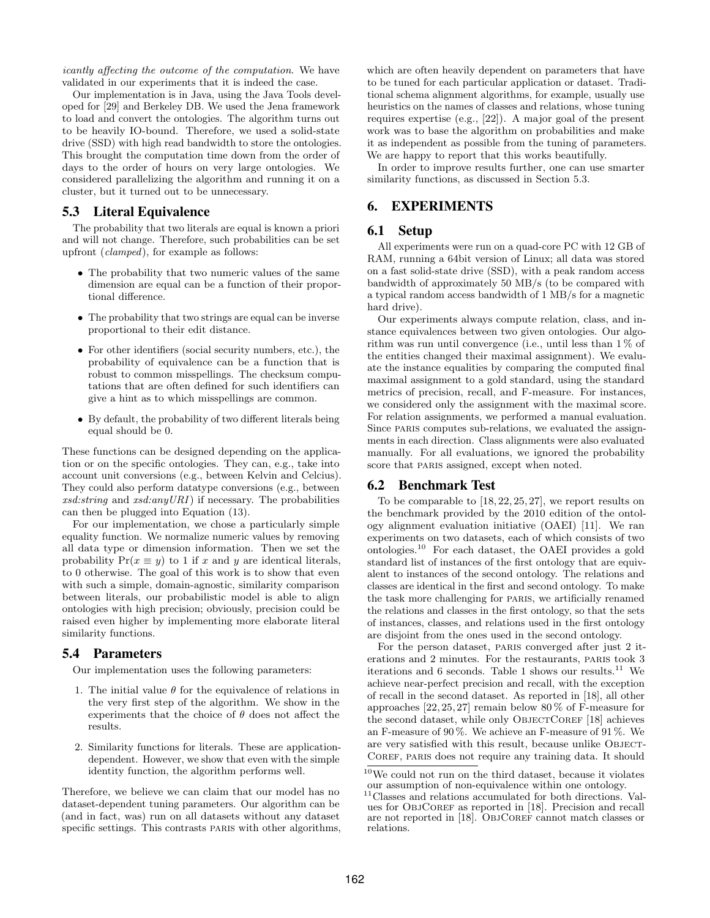*icantly affecting the outcome of the computation*. We have validated in our experiments that it is indeed the case.

Our implementation is in Java, using the Java Tools developed for [29] and Berkeley DB. We used the Jena framework to load and convert the ontologies. The algorithm turns out to be heavily IO-bound. Therefore, we used a solid-state drive (SSD) with high read bandwidth to store the ontologies. This brought the computation time down from the order of days to the order of hours on very large ontologies. We considered parallelizing the algorithm and running it on a cluster, but it turned out to be unnecessary.

### 5.3 Literal Equivalence

The probability that two literals are equal is known a priori and will not change. Therefore, such probabilities can be set upfront (*clamped*), for example as follows:

- The probability that two numeric values of the same dimension are equal can be a function of their proportional difference.
- The probability that two strings are equal can be inverse proportional to their edit distance.
- For other identifiers (social security numbers, etc.), the probability of equivalence can be a function that is robust to common misspellings. The checksum computations that are often defined for such identifiers can give a hint as to which misspellings are common.
- By default, the probability of two different literals being equal should be 0.

These functions can be designed depending on the application or on the specific ontologies. They can, e.g., take into account unit conversions (e.g., between Kelvin and Celcius). They could also perform datatype conversions (e.g., between *xsd:string* and *xsd:anyURI*) if necessary. The probabilities can then be plugged into Equation (13).

For our implementation, we chose a particularly simple equality function. We normalize numeric values by removing all data type or dimension information. Then we set the probability $\Pr(x \equiv y)$ to 1 if $x$ and $y$ are identical literals, to 0 otherwise. The goal of this work is to show that even with such a simple, domain-agnostic, similarity comparison between literals, our probabilistic model is able to align ontologies with high precision; obviously, precision could be raised even higher by implementing more elaborate literal similarity functions.

### 5.4 Parameters

Our implementation uses the following parameters:

1. The initial value $\theta$ for the equivalence of relations in the very first step of the algorithm. We show in the experiments that the choice of $\theta$ does not affect the results.
2. Similarity functions for literals. These are application-dependent. However, we show that even with the simple identity function, the algorithm performs well.

Therefore, we believe we can claim that our model has no dataset-dependent tuning parameters. Our algorithm can be (and in fact, was) run on all datasets without any dataset specific settings. This contrasts PARIS with other algorithms, which are often heavily dependent on parameters that have to be tuned for each particular application or dataset. Traditional schema alignment algorithms, for example, usually use heuristics on the names of classes and relations, whose tuning requires expertise (e.g., [22]). A major goal of the present work was to base the algorithm on probabilities and make it as independent as possible from the tuning of parameters. We are happy to report that this works beautifully.

In order to improve results further, one can use smarter similarity functions, as discussed in Section 5.3.

## 6. EXPERIMENTS

### 6.1 Setup

All experiments were run on a quad-core PC with 12 GB of RAM, running a 64bit version of Linux; all data was stored on a fast solid-state drive (SSD), with a peak random access bandwidth of approximately 50 MB/s (to be compared with a typical random access bandwidth of 1 MB/s for a magnetic hard drive).

Our experiments always compute relation, class, and instance equivalences between two given ontologies. Our algorithm was run until convergence (i.e., until less than 1 % of the entities changed their maximal assignment). We evaluate the instance equalities by comparing the computed final maximal assignment to a gold standard, using the standard metrics of precision, recall, and F-measure. For instances, we considered only the assignment with the maximal score. For relation assignments, we performed a manual evaluation. Since PARIS computes sub-relations, we evaluated the assignments in each direction. Class alignments were also evaluated manually. For all evaluations, we ignored the probability score that PARIS assigned, except when noted.

### 6.2 Benchmark Test

To be comparable to [18, 22, 25, 27], we report results on the benchmark provided by the 2010 edition of the ontology alignment evaluation initiative (OAEI) [11]. We ran experiments on two datasets, each of which consists of two ontologies.[10] For each dataset, the OAEI provides a gold standard list of instances of the first ontology that are equivalent to instances of the second ontology. The relations and classes are identical in the first and second ontology. To make the task more challenging for PARIS, we artificially renamed the relations and classes in the first ontology, so that the sets of instances, classes, and relations used in the first ontology are disjoint from the ones used in the second ontology.

For the person dataset, PARIS converged after just 2 iterations and 2 minutes. For the restaurants, PARIS took 3 iterations and 6 seconds. Table 1 shows our results.[11] We achieve near-perfect precision and recall, with the exception of recall in the second dataset. As reported in [18], all other approaches [22, 25, 27] remain below 80 % of F-measure for the second dataset, while only OBJECTCOREF [18] achieves an F-measure of 90 %. We achieve an F-measure of 91 %. We are very satisfied with this result, because unlike OBJECTCOREF, PARIS does not require any training data. It should

[10] We could not run on the third dataset, because it violates our assumption of non-equivalence within one ontology.

[11] Classes and relations accumulated for both directions. Values for OBJCOREF as reported in [18]. Precision and recall are not reported in [18]. OBJCOREF cannot match classes or relations.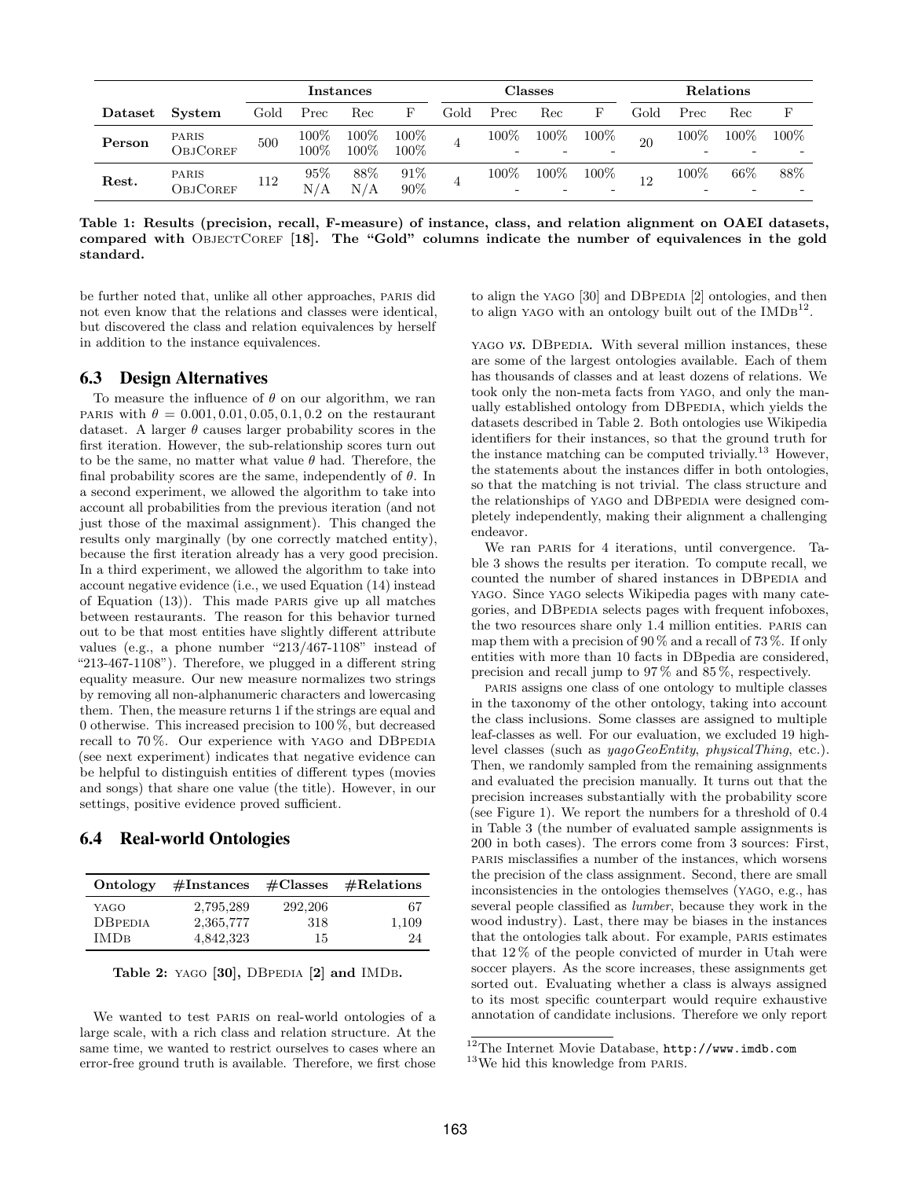| | | Instances | | | | Classes | | | | Relations | | | |
|---|---|---|---|---|---|---|---|---|---|---|---|---|---|
| **Dataset** | **System** | Gold | Prec | Rec | F | Gold | Prec | Rec | F | Gold | Prec | Rec | F |
| **Person** | PARIS | 500 | 100% | 100% | 100% | 4 | 100% | 100% | 100% | 20 | 100% | 100% | 100% |
| | ObjCoref | | 100% | 100% | 100% | | - | - | - | | - | - | - |
| **Rest.** | PARIS | 112 | 95% | 88% | 91% | 4 | 100% | 100% | 100% | 12 | 100% | 66% | 88% |
| | ObjCoref | | N/A | N/A | 90% | | - | - | - | | - | - | - |

**Table 1: Results (precision, recall, F-measure) of instance, class, and relation alignment on OAEI datasets, compared with ObjectCoref [18]. The "Gold" columns indicate the number of equivalences in the gold standard.**

be further noted that, unlike all other approaches, PARIS did not even know that the relations and classes were identical, but discovered the class and relation equivalences by herself in addition to the instance equivalences.

### 6.3 Design Alternatives

To measure the influence of $\theta$ on our algorithm, we ran PARIS with $\theta = 0.001, 0.01, 0.05, 0.1, 0.2$ on the restaurant dataset. A larger $\theta$ causes larger probability scores in the first iteration. However, the sub-relationship scores turn out to be the same, no matter what value $\theta$ had. Therefore, the final probability scores are the same, independently of $\theta$. In a second experiment, we allowed the algorithm to take into account all probabilities from the previous iteration (and not just those of the maximal assignment). This changed the results only marginally (by one correctly matched entity), because the first iteration already has a very good precision. In a third experiment, we allowed the algorithm to take into account negative evidence (i.e., we used Equation (14) instead of Equation (13)). This made PARIS give up all matches between restaurants. The reason for this behavior turned out to be that most entities have slightly different attribute values (e.g., a phone number "213/467-1108" instead of "213-467-1108"). Therefore, we plugged in a different string equality measure. Our new measure normalizes two strings by removing all non-alphanumeric characters and lowercasing them. Then, the measure returns 1 if the strings are equal and 0 otherwise. This increased precision to 100 %, but decreased recall to 70 %. Our experience with YAGO and DBPEDIA (see next experiment) indicates that negative evidence can be helpful to distinguish entities of different types (movies and songs) that share one value (the title). However, in our settings, positive evidence proved sufficient.

### 6.4 Real-world Ontologies

| Ontology | #Instances | #Classes | #Relations |
|---|---|---|---|
| YAGO | 2,795,289 | 292,206 | 67 |
| DBPEDIA | 2,365,777 | 318 | 1,109 |
| IMDB | 4,842,323 | 15 | 24 |

**Table 2: YAGO [30], DBPEDIA [2] and IMDB.**

We wanted to test PARIS on real-world ontologies of a large scale, with a rich class and relation structure. At the same time, we wanted to restrict ourselves to cases where an error-free ground truth is available. Therefore, we first chose to align the YAGO [30] and DBPEDIA [2] ontologies, and then to align YAGO with an ontology built out of the IMDB[12].

YAGO *vs.* DBPEDIA. With several million instances, these are some of the largest ontologies available. Each of them has thousands of classes and at least dozens of relations. We took only the non-meta facts from YAGO, and only the manually established ontology from DBPEDIA, which yields the datasets described in Table 2. Both ontologies use Wikipedia identifiers for their instances, so that the ground truth for the instance matching can be computed trivially.[13] However, the statements about the instances differ in both ontologies, so that the matching is not trivial. The class structure and the relationships of YAGO and DBPEDIA were designed completely independently, making their alignment a challenging endeavor.

We ran PARIS for 4 iterations, until convergence. Table 3 shows the results per iteration. To compute recall, we counted the number of shared instances in DBPEDIA and YAGO. Since YAGO selects Wikipedia pages with many categories, and DBPEDIA selects pages with frequent infoboxes, the two resources share only 1.4 million entities. PARIS can map them with a precision of 90 % and a recall of 73 %. If only entities with more than 10 facts in DBpedia are considered, precision and recall jump to 97 % and 85 %, respectively.

PARIS assigns one class of one ontology to multiple classes in the taxonomy of the other ontology, taking into account the class inclusions. Some classes are assigned to multiple leaf-classes as well. For our evaluation, we excluded 19 high-level classes (such as *yagoGeoEntity*, *physicalThing*, etc.). Then, we randomly sampled from the remaining assignments and evaluated the precision manually. It turns out that the precision increases substantially with the probability score (see Figure 1). We report the numbers for a threshold of 0.4 in Table 3 (the number of evaluated sample assignments is 200 in both cases). The errors come from 3 sources: First, PARIS misclassifies a number of the instances, which worsens the precision of the class assignment. Second, there are small inconsistencies in the ontologies themselves (YAGO, e.g., has several people classified as *lumber*, because they work in the wood industry). Last, there may be biases in the instances that the ontologies talk about. For example, PARIS estimates that 12 % of the people convicted of murder in Utah were soccer players. As the score increases, these assignments get sorted out. Evaluating whether a class is always assigned to its most specific counterpart would require exhaustive annotation of candidate inclusions. Therefore we only report

[12] The Internet Movie Database, http://www.imdb.com

[13] We hid this knowledge from PARIS.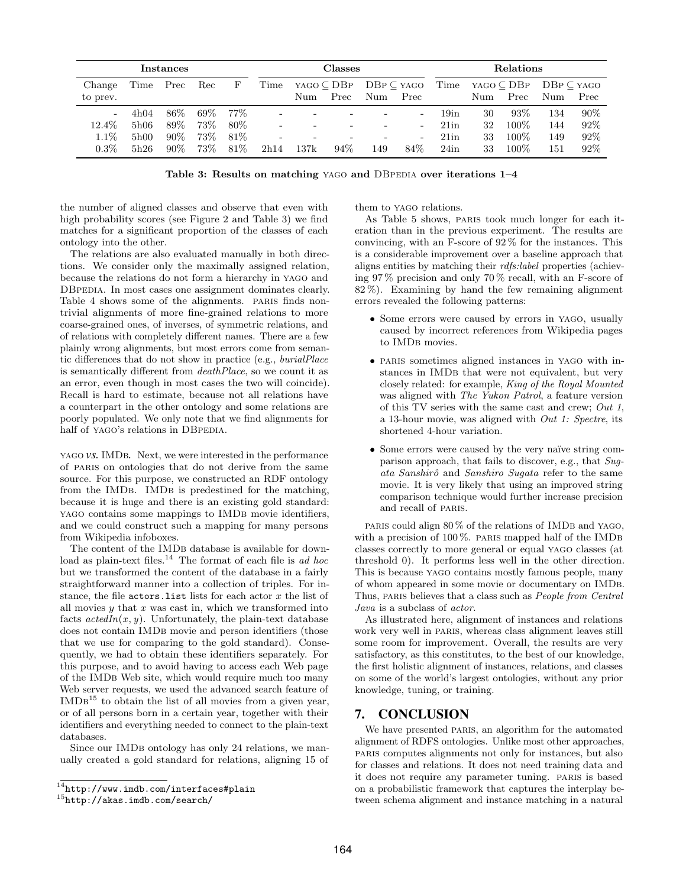| Instances | | | | | Classes | | | | | | Relations | | | | |
|---|---|---|---|---|---|---|---|---|---|---|---|---|---|---|---|
| Change to prev. | Time | Prec | Rec | F | Time | YAGO ⊆ DBP | | DBP ⊆ YAGO | | Time | YAGO ⊆ DBP | | DBP ⊆ YAGO | |
| | | | | | | Num | Prec | Num | Prec | | Num | Prec | Num | Prec |
| - | 4h04 | 86% | 69% | 77% | - | - | - | - | - | 19min | 30 | 93% | 134 | 90% |
| 12.4% | 5h06 | 89% | 73% | 80% | - | - | - | - | - | 21min | 32 | 100% | 144 | 92% |
| 1.1% | 5h00 | 90% | 73% | 81% | - | - | - | - | - | 21min | 33 | 100% | 149 | 92% |
| 0.3% | 5h26 | 90% | 73% | 81% | 2h14 | 137k | 94% | 149 | 84% | 24min | 33 | 100% | 151 | 92% |

**Table 3: Results on matching YAGO and DBPEDIA over iterations 1–4**

the number of aligned classes and observe that even with high probability scores (see Figure 2 and Table 3) we find matches for a significant proportion of the classes of each ontology into the other.

The relations are also evaluated manually in both directions. We consider only the maximally assigned relation, because the relations do not form a hierarchy in YAGO and DBPEDIA. In most cases one assignment dominates clearly. Table 4 shows some of the alignments. PARIS finds nontrivial alignments of more fine-grained relations to more coarse-grained ones, of inverses, of symmetric relations, and of relations with completely different names. There are a few plainly wrong alignments, but most errors come from semantic differences that do not show in practice (e.g., *burialPlace* is semantically different from *deathPlace*, so we count it as an error, even though in most cases the two will coincide). Recall is hard to estimate, because not all relations have a counterpart in the other ontology and some relations are poorly populated. We only note that we find alignments for half of YAGO's relations in DBPEDIA.

**YAGO *vs.* IMDB.** Next, we were interested in the performance of PARIS on ontologies that do not derive from the same source. For this purpose, we constructed an RDF ontology from the IMDB. IMDB is predestined for the matching, because it is huge and there is an existing gold standard: YAGO contains some mappings to IMDB movie identifiers, and we could construct such a mapping for many persons from Wikipedia infoboxes.

The content of the IMDB database is available for download as plain-text files.[14] The format of each file is *ad hoc* but we transformed the content of the database in a fairly straightforward manner into a collection of triples. For instance, the file `actors.list` lists for each actor $x$ the list of all movies $y$ that $x$ was cast in, which we transformed into facts $actedIn(x, y)$. Unfortunately, the plain-text database does not contain IMDB movie and person identifiers (those that we use for comparing to the gold standard). Consequently, we had to obtain these identifiers separately. For this purpose, and to avoid having to access each Web page of the IMDB Web site, which would require much too many Web server requests, we used the advanced search feature of IMDB[15] to obtain the list of all movies from a given year, or of all persons born in a certain year, together with their identifiers and everything needed to connect to the plain-text databases.

Since our IMDB ontology has only 24 relations, we manually created a gold standard for relations, aligning 15 of them to YAGO relations.

As Table 5 shows, PARIS took much longer for each iteration than in the previous experiment. The results are convincing, with an F-score of 92 % for the instances. This is a considerable improvement over a baseline approach that aligns entities by matching their *rdfs:label* properties (achieving 97 % precision and only 70 % recall, with an F-score of 82 %). Examining by hand the few remaining alignment errors revealed the following patterns:

- Some errors were caused by errors in YAGO, usually caused by incorrect references from Wikipedia pages to IMDB movies.
- PARIS sometimes aligned instances in YAGO with instances in IMDB that were not equivalent, but very closely related: for example, *King of the Royal Mounted* was aligned with *The Yukon Patrol*, a feature version of this TV series with the same cast and crew; *Out 1*, a 13-hour movie, was aligned with *Out 1: Spectre*, its shortened 4-hour variation.
- Some errors were caused by the very naïve string comparison approach, that fails to discover, e.g., that *Sugata Sanshirô* and *Sanshiro Sugata* refer to the same movie. It is very likely that using an improved string comparison technique would further increase precision and recall of PARIS.

PARIS could align 80 % of the relations of IMDB and YAGO, with a precision of 100 %. PARIS mapped half of the IMDB classes correctly to more general or equal YAGO classes (at threshold 0). It performs less well in the other direction. This is because YAGO contains mostly famous people, many of whom appeared in some movie or documentary on IMDB. Thus, PARIS believes that a class such as *People from Central Java* is a subclass of *actor*.

As illustrated here, alignment of instances and relations work very well in PARIS, whereas class alignment leaves still some room for improvement. Overall, the results are very satisfactory, as this constitutes, to the best of our knowledge, the first holistic alignment of instances, relations, and classes on some of the world's largest ontologies, without any prior knowledge, tuning, or training.

## 7. CONCLUSION

We have presented PARIS, an algorithm for the automated alignment of RDFS ontologies. Unlike most other approaches, PARIS computes alignments not only for instances, but also for classes and relations. It does not need training data and it does not require any parameter tuning. PARIS is based on a probabilistic framework that captures the interplay between schema alignment and instance matching in a natural

[14] http://www.imdb.com/interfaces#plain

[15] http://akas.imdb.com/search/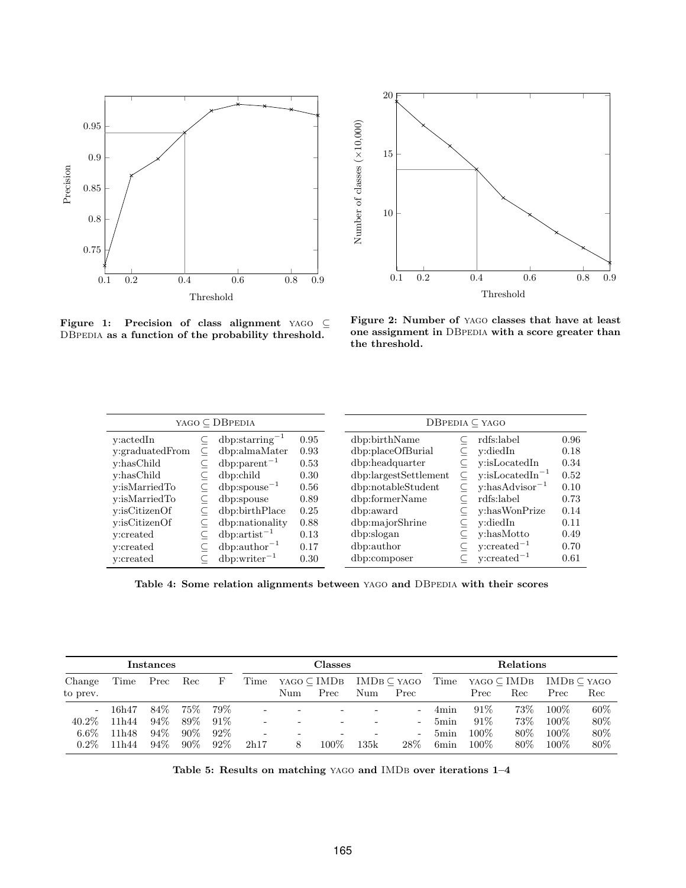**Figure 1: Precision of class alignment YAGO ⊆ DBPEDIA as a function of the probability threshold.**

**Figure 2: Number of YAGO classes that have at least one assignment in DBPEDIA with a score greater than the threshold.**

| YAGO ⊆ DBPEDIA | | | | DBPEDIA ⊆ YAGO | | | |
|---|---|---|---|---|---|---|---|
| y:actedIn | ⊆ | dbp:starring$^{-1}$ | 0.95 | dbp:birthName | ⊆ | rdfs:label | 0.96 |
| y:graduatedFrom | ⊆ | dbp:almaMater | 0.93 | dbp:placeOfBurial | ⊆ | y:diedIn | 0.18 |
| y:hasChild | ⊆ | dbp:parent$^{-1}$ | 0.53 | dbp:headquarter | ⊆ | y:isLocatedIn | 0.34 |
| y:hasChild | ⊆ | dbp:child | 0.30 | dbp:largestSettlement | ⊆ | y:isLocatedIn$^{-1}$ | 0.52 |
| y:isMarriedTo | ⊆ | dbp:spouse$^{-1}$ | 0.56 | dbp:notableStudent | ⊆ | y:hasAdvisor$^{-1}$ | 0.10 |
| y:isMarriedTo | ⊆ | dbp:spouse | 0.89 | dbp:formerName | ⊆ | rdfs:label | 0.73 |
| y:isCitizenOf | ⊆ | dbp:birthPlace | 0.25 | dbp:award | ⊆ | y:hasWonPrize | 0.14 |
| y:isCitizenOf | ⊆ | dbp:nationality | 0.88 | dbp:majorShrine | ⊆ | y:diedIn | 0.11 |
| y:created | ⊆ | dbp:artist$^{-1}$ | 0.13 | dbp:slogan | ⊆ | y:hasMotto | 0.49 |
| y:created | ⊆ | dbp:author$^{-1}$ | 0.17 | dbp:author | ⊆ | y:created$^{-1}$ | 0.70 |
| y:created | ⊆ | dbp:writer$^{-1}$ | 0.30 | dbp:composer | ⊆ | y:created$^{-1}$ | 0.61 |

**Table 4: Some relation alignments between YAGO and DBPEDIA with their scores**

| **Instances** | | | | | **Classes** | | | | | **Relations** | | | | |
|---|---|---|---|---|---|---|---|---|---|---|---|---|---|---|
| Change to prev. | Time | Prec | Rec | F | Time | YAGO ⊆ IMDB | | IMDB ⊆ YAGO | | Time | YAGO ⊆ IMDB | | IMDB ⊆ YAGO | |
| | | | | | | Num | Prec | Num | Prec | | Prec | Rec | Prec | Rec |
| - | 16h47 | 84% | 75% | 79% | - | - | - | - | - | 4min | 91% | 73% | 100% | 60% |
| 40.2% | 11h44 | 94% | 89% | 91% | - | - | - | - | - | 5min | 91% | 73% | 100% | 80% |
| 6.6% | 11h48 | 94% | 90% | 92% | - | - | - | - | - | 5min | 100% | 80% | 100% | 80% |
| 0.2% | 11h44 | 94% | 90% | 92% | 2h17 | 8 | 100% | 135k | 28% | 6min | 100% | 80% | 100% | 80% |

**Table 5: Results on matching YAGO and IMDB over iterations 1–4**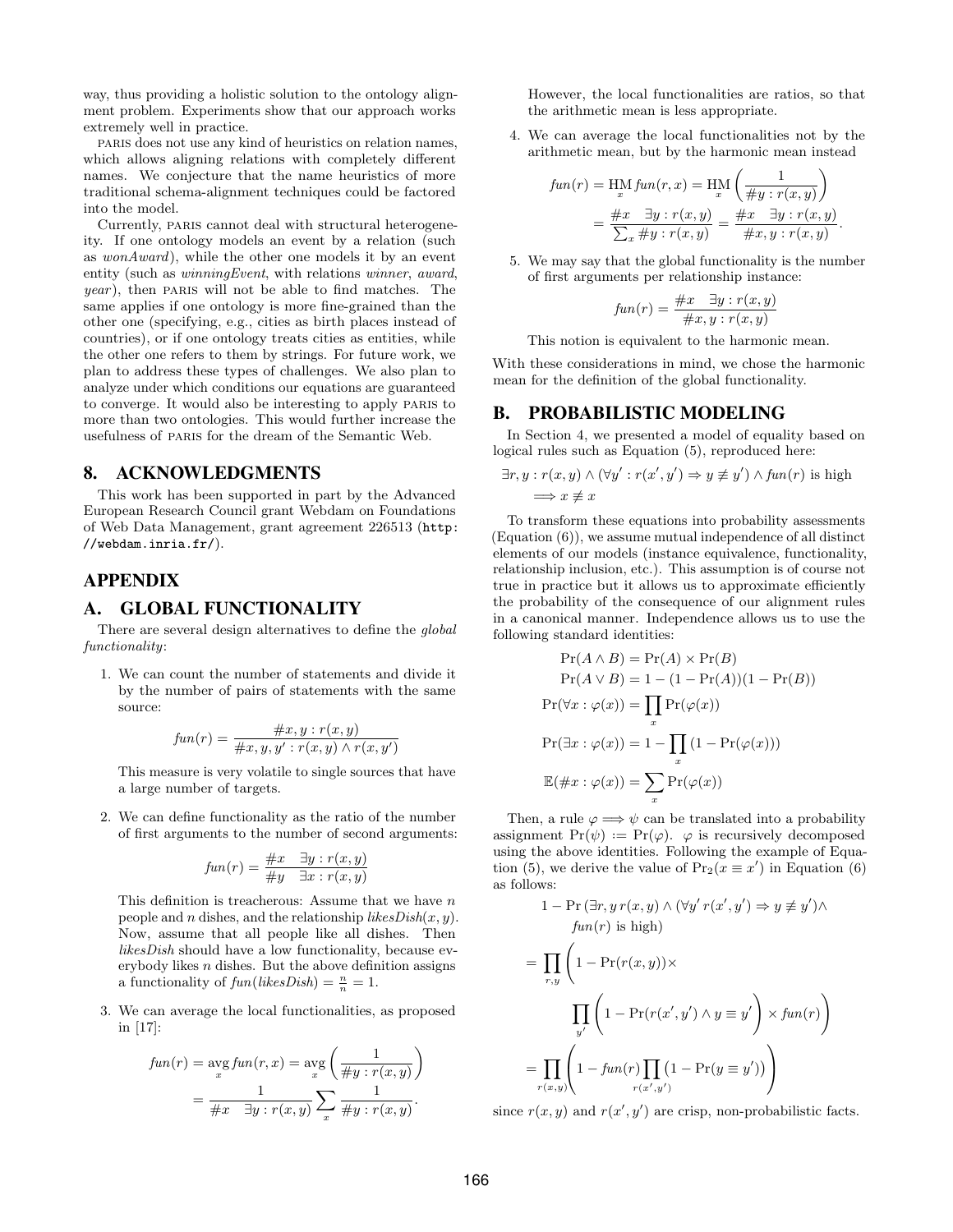way, thus providing a holistic solution to the ontology alignment problem. Experiments show that our approach works extremely well in practice.

PARIS does not use any kind of heuristics on relation names, which allows aligning relations with completely different names. We conjecture that the name heuristics of more traditional schema-alignment techniques could be factored into the model.

Currently, PARIS cannot deal with structural heterogeneity. If one ontology models an event by a relation (such as *wonAward*), while the other one models it by an event entity (such as *winningEvent*, with relations *winner*, *award*, *year*), then PARIS will not be able to find matches. The same applies if one ontology is more fine-grained than the other one (specifying, e.g., cities as birth places instead of countries), or if one ontology treats cities as entities, while the other one refers to them by strings. For future work, we plan to address these types of challenges. We also plan to analyze under which conditions our equations are guaranteed to converge. It would also be interesting to apply PARIS to more than two ontologies. This would further increase the usefulness of PARIS for the dream of the Semantic Web.

## 8. ACKNOWLEDGMENTS

This work has been supported in part by the Advanced European Research Council grant Webdam on Foundations of Web Data Management, grant agreement 226513 (http://webdam.inria.fr/).

# APPENDIX

## A. GLOBAL FUNCTIONALITY

There are several design alternatives to define the *global functionality*:

1. We can count the number of statements and divide it by the number of pairs of statements with the same source:

$$fun(r) = \frac{\#x, y : r(x, y)}{\#x, y, y' : r(x, y) \wedge r(x, y')}$$

This measure is very volatile to single sources that have a large number of targets.

2. We can define functionality as the ratio of the number of first arguments to the number of second arguments:

$$fun(r) = \frac{\#x \quad \exists y : r(x, y)}{\#y \quad \exists x : r(x, y)}$$

This definition is treacherous: Assume that we have $n$ people and $n$ dishes, and the relationship $likesDish(x, y)$. Now, assume that all people like all dishes. Then *likesDish* should have a low functionality, because everybody likes $n$ dishes. But the above definition assigns a functionality of $fun(likesDish) = \frac{n}{n} = 1$.

3. We can average the local functionalities, as proposed in [17]:

$$fun(r) = \operatorname*{avg}_x fun(r, x) = \operatorname*{avg}_x \left( \frac{1}{\#y : r(x, y)} \right) = \frac{1}{\#x \quad \exists y : r(x, y)} \sum_x \frac{1}{\#y : r(x, y)}.$$

However, the local functionalities are ratios, so that the arithmetic mean is less appropriate.

4. We can average the local functionalities not by the arithmetic mean, but by the harmonic mean instead

$$fun(r) = \operatorname*{HM}_x fun(r, x) = \operatorname*{HM}_x \left( \frac{1}{\#y : r(x, y)} \right) = \frac{\#x \quad \exists y : r(x, y)}{\sum_x \#y : r(x, y)} = \frac{\#x \quad \exists y : r(x, y)}{\#x, y : r(x, y)}.$$

5. We may say that the global functionality is the number of first arguments per relationship instance:

$$fun(r) = \frac{\#x \quad \exists y : r(x, y)}{\#x, y : r(x, y)}$$

This notion is equivalent to the harmonic mean.

With these considerations in mind, we chose the harmonic mean for the definition of the global functionality.

## B. PROBABILISTIC MODELING

In Section 4, we presented a model of equality based on logical rules such as Equation (5), reproduced here:

$$\exists r, y : r(x, y) \wedge (\forall y' : r(x', y') \Rightarrow y \not\equiv y') \wedge fun(r) \text{ is high} \implies x \not\equiv x$$

To transform these equations into probability assessments (Equation (6)), we assume mutual independence of all distinct elements of our models (instance equivalence, functionality, relationship inclusion, etc.). This assumption is of course not true in practice but it allows us to approximate efficiently the probability of the consequence of our alignment rules in a canonical manner. Independence allows us to use the following standard identities:

$$\Pr(A \wedge B) = \Pr(A) \times \Pr(B)$$
$$\Pr(A \vee B) = 1 - (1 - \Pr(A))(1 - \Pr(B))$$
$$\Pr(\forall x : \varphi(x)) = \prod_x \Pr(\varphi(x))$$
$$\Pr(\exists x : \varphi(x)) = 1 - \prod_x (1 - \Pr(\varphi(x)))$$
$$\mathbb{E}(\#x : \varphi(x)) = \sum_x \Pr(\varphi(x))$$

Then, a rule $\varphi \implies \psi$ can be translated into a probability assignment $\Pr(\psi) := \Pr(\varphi)$. $\varphi$ is recursively decomposed using the above identities. Following the example of Equation (5), we derive the value of $\Pr_2(x \equiv x')$ in Equation (6) as follows:

$$1 - \Pr\left(\exists r, y\, r(x, y) \wedge (\forall y'\, r(x', y') \Rightarrow y \not\equiv y') \wedge fun(r) \text{ is high}\right)$$
$$= \prod_{r,y} \left( 1 - \Pr(r(x, y)) \times \prod_{y'} \left( 1 - \Pr(r(x', y') \wedge y \equiv y' \right) \times fun(r) \right)$$
$$= \prod_{r(x,y)} \left( 1 - fun(r) \prod_{r(x',y')} (1 - \Pr(y \equiv y')) \right)$$

since $r(x, y)$ and $r(x', y')$ are crisp, non-probabilistic facts.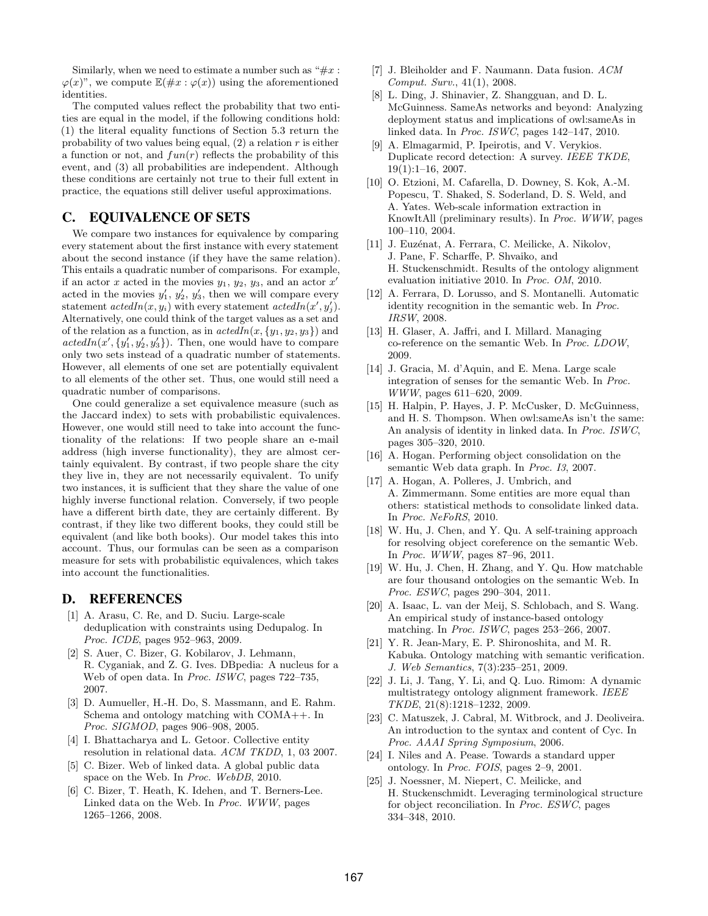Similarly, when we need to estimate a number such as "$\#x : \varphi(x)$", we compute $\mathbb{E}(\#x : \varphi(x))$ using the aforementioned identities.

The computed values reflect the probability that two entities are equal in the model, if the following conditions hold: (1) the literal equality functions of Section 5.3 return the probability of two values being equal, (2) a relation $r$ is either a function or not, and $fun(r)$ reflects the probability of this event, and (3) all probabilities are independent. Although these conditions are certainly not true to their full extent in practice, the equations still deliver useful approximations.

## C. EQUIVALENCE OF SETS

We compare two instances for equivalence by comparing every statement about the first instance with every statement about the second instance (if they have the same relation). This entails a quadratic number of comparisons. For example, if an actor $x$ acted in the movies $y_1$, $y_2$, $y_3$, and an actor $x'$ acted in the movies $y'_1$, $y'_2$, $y'_3$, then we will compare every statement $actedIn(x, y_i)$ with every statement $actedIn(x', y'_j)$. Alternatively, one could think of the target values as a set and of the relation as a function, as in $actedIn(x, \{y_1, y_2, y_3\})$ and $actedIn(x', \{y'_1, y'_2, y'_3\})$. Then, one would have to compare only two sets instead of a quadratic number of statements. However, all elements of one set are potentially equivalent to all elements of the other set. Thus, one would still need a quadratic number of comparisons.

One could generalize a set equivalence measure (such as the Jaccard index) to sets with probabilistic equivalences. However, one would still need to take into account the functionality of the relations: If two people share an e-mail address (high inverse functionality), they are almost certainly equivalent. By contrast, if two people share the city they live in, they are not necessarily equivalent. To unify two instances, it is sufficient that they share the value of one highly inverse functional relation. Conversely, if two people have a different birth date, they are certainly different. By contrast, if they like two different books, they could still be equivalent (and like both books). Our model takes this into account. Thus, our formulas can be seen as a comparison measure for sets with probabilistic equivalences, which takes into account the functionalities.

## D. REFERENCES

[1] A. Arasu, C. Re, and D. Suciu. Large-scale deduplication with constraints using Dedupalog. In *Proc. ICDE*, pages 952–963, 2009.

[2] S. Auer, C. Bizer, G. Kobilarov, J. Lehmann, R. Cyganiak, and Z. G. Ives. DBpedia: A nucleus for a Web of open data. In *Proc. ISWC*, pages 722–735, 2007.

[3] D. Aumueller, H.-H. Do, S. Massmann, and E. Rahm. Schema and ontology matching with COMA++. In *Proc. SIGMOD*, pages 906–908, 2005.

[4] I. Bhattacharya and L. Getoor. Collective entity resolution in relational data. *ACM TKDD*, 1, 03 2007.

[5] C. Bizer. Web of linked data. A global public data space on the Web. In *Proc. WebDB*, 2010.

[6] C. Bizer, T. Heath, K. Idehen, and T. Berners-Lee. Linked data on the Web. In *Proc. WWW*, pages 1265–1266, 2008.

[7] J. Bleiholder and F. Naumann. Data fusion. *ACM Comput. Surv.*, 41(1), 2008.

[8] L. Ding, J. Shinavier, Z. Shangguan, and D. L. McGuinness. SameAs networks and beyond: Analyzing deployment status and implications of owl:sameAs in linked data. In *Proc. ISWC*, pages 142–147, 2010.

[9] A. Elmagarmid, P. Ipeirotis, and V. Verykios. Duplicate record detection: A survey. *IEEE TKDE*, 19(1):1–16, 2007.

[10] O. Etzioni, M. Cafarella, D. Downey, S. Kok, A.-M. Popescu, T. Shaked, S. Soderland, D. S. Weld, and A. Yates. Web-scale information extraction in KnowItAll (preliminary results). In *Proc. WWW*, pages 100–110, 2004.

[11] J. Euzénat, A. Ferrara, C. Meilicke, A. Nikolov, J. Pane, F. Scharffe, P. Shvaiko, and H. Stuckenschmidt. Results of the ontology alignment evaluation initiative 2010. In *Proc. OM*, 2010.

[12] A. Ferrara, D. Lorusso, and S. Montanelli. Automatic identity recognition in the semantic web. In *Proc. IRSW*, 2008.

[13] H. Glaser, A. Jaffri, and I. Millard. Managing co-reference on the semantic Web. In *Proc. LDOW*, 2009.

[14] J. Gracia, M. d'Aquin, and E. Mena. Large scale integration of senses for the semantic Web. In *Proc. WWW*, pages 611–620, 2009.

[15] H. Halpin, P. Hayes, J. P. McCusker, D. McGuinness, and H. S. Thompson. When owl:sameAs isn't the same: An analysis of identity in linked data. In *Proc. ISWC*, pages 305–320, 2010.

[16] A. Hogan. Performing object consolidation on the semantic Web data graph. In *Proc. I3*, 2007.

[17] A. Hogan, A. Polleres, J. Umbrich, and A. Zimmermann. Some entities are more equal than others: statistical methods to consolidate linked data. In *Proc. NeFoRS*, 2010.

[18] W. Hu, J. Chen, and Y. Qu. A self-training approach for resolving object coreference on the semantic Web. In *Proc. WWW*, pages 87–96, 2011.

[19] W. Hu, J. Chen, H. Zhang, and Y. Qu. How matchable are four thousand ontologies on the semantic Web. In *Proc. ESWC*, pages 290–304, 2011.

[20] A. Isaac, L. van der Meij, S. Schlobach, and S. Wang. An empirical study of instance-based ontology matching. In *Proc. ISWC*, pages 253–266, 2007.

[21] Y. R. Jean-Mary, E. P. Shironoshita, and M. R. Kabuka. Ontology matching with semantic verification. *J. Web Semantics*, 7(3):235–251, 2009.

[22] J. Li, J. Tang, Y. Li, and Q. Luo. Rimom: A dynamic multistrategy ontology alignment framework. *IEEE TKDE*, 21(8):1218–1232, 2009.

[23] C. Matuszek, J. Cabral, M. Witbrock, and J. Deoliveira. An introduction to the syntax and content of Cyc. In *Proc. AAAI Spring Symposium*, 2006.

[24] I. Niles and A. Pease. Towards a standard upper ontology. In *Proc. FOIS*, pages 2–9, 2001.

[25] J. Noessner, M. Niepert, C. Meilicke, and H. Stuckenschmidt. Leveraging terminological structure for object reconciliation. In *Proc. ESWC*, pages 334–348, 2010.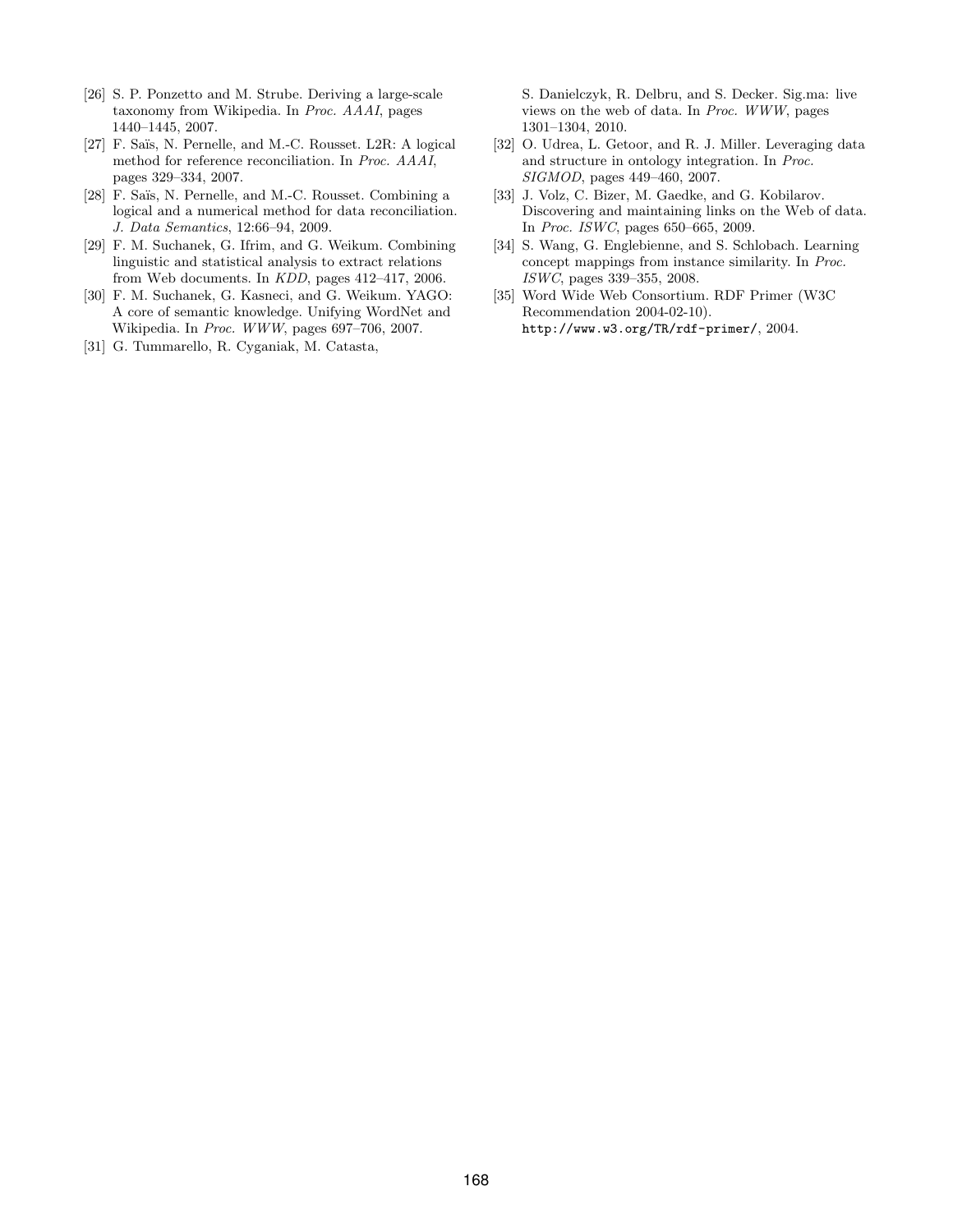[26] S. P. Ponzetto and M. Strube. Deriving a large-scale taxonomy from Wikipedia. In *Proc. AAAI*, pages 1440–1445, 2007.

[27] F. Saïs, N. Pernelle, and M.-C. Rousset. L2R: A logical method for reference reconciliation. In *Proc. AAAI*, pages 329–334, 2007.

[28] F. Saïs, N. Pernelle, and M.-C. Rousset. Combining a logical and a numerical method for data reconciliation. *J. Data Semantics*, 12:66–94, 2009.

[29] F. M. Suchanek, G. Ifrim, and G. Weikum. Combining linguistic and statistical analysis to extract relations from Web documents. In *KDD*, pages 412–417, 2006.

[30] F. M. Suchanek, G. Kasneci, and G. Weikum. YAGO: A core of semantic knowledge. Unifying WordNet and Wikipedia. In *Proc. WWW*, pages 697–706, 2007.

[31] G. Tummarello, R. Cyganiak, M. Catasta, S. Danielczyk, R. Delbru, and S. Decker. Sig.ma: live views on the web of data. In *Proc. WWW*, pages 1301–1304, 2010.

[32] O. Udrea, L. Getoor, and R. J. Miller. Leveraging data and structure in ontology integration. In *Proc. SIGMOD*, pages 449–460, 2007.

[33] J. Volz, C. Bizer, M. Gaedke, and G. Kobilarov. Discovering and maintaining links on the Web of data. In *Proc. ISWC*, pages 650–665, 2009.

[34] S. Wang, G. Englebienne, and S. Schlobach. Learning concept mappings from instance similarity. In *Proc. ISWC*, pages 339–355, 2008.

[35] Word Wide Web Consortium. RDF Primer (W3C Recommendation 2004-02-10). `http://www.w3.org/TR/rdf-primer/`, 2004.